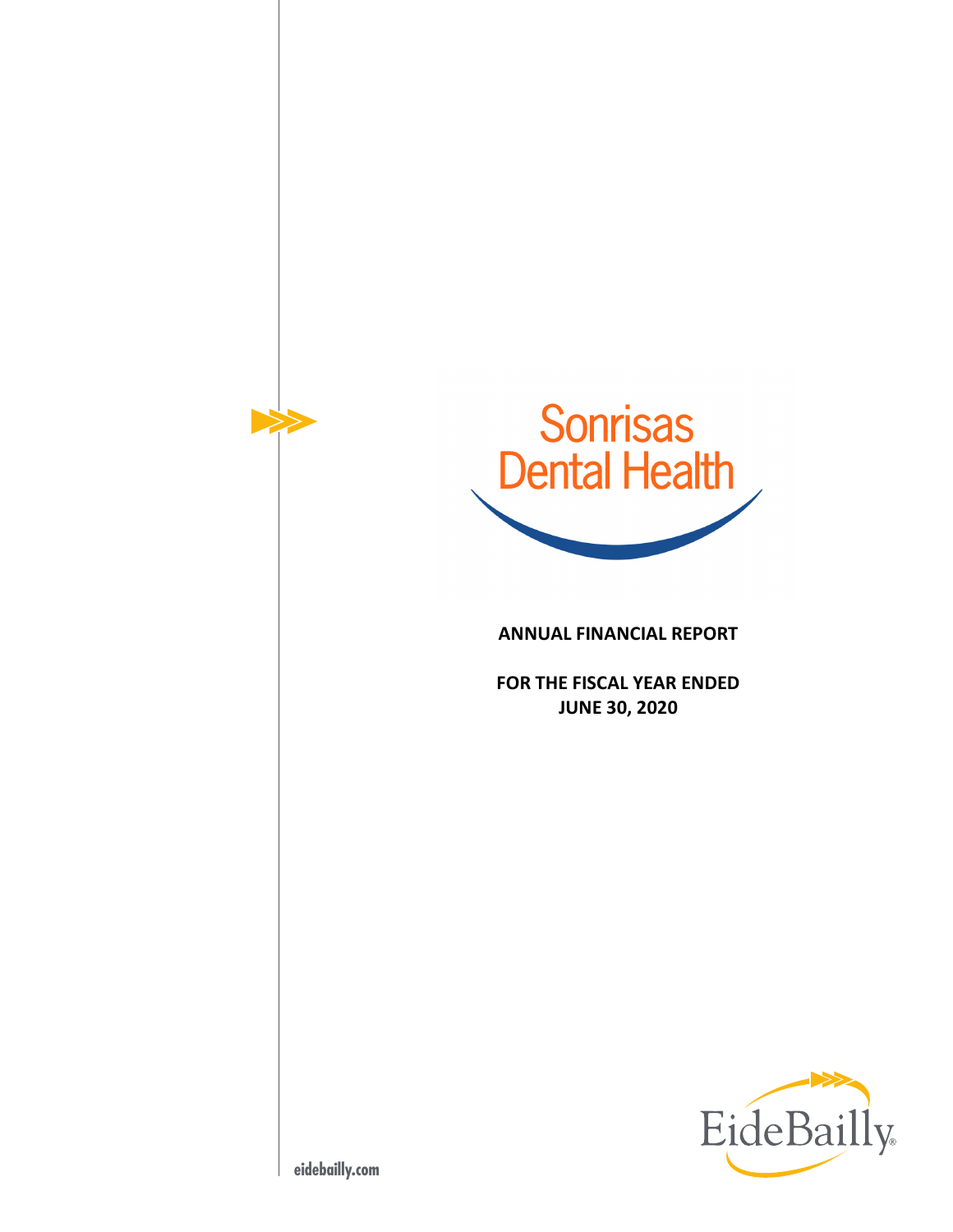Sonrisas
Dental Health

**ANNUAL FINANCIAL REPORT**

**FOR THE FISCAL YEAR ENDED**
**JUNE 30, 2020**

EideBailly

eidebailly.com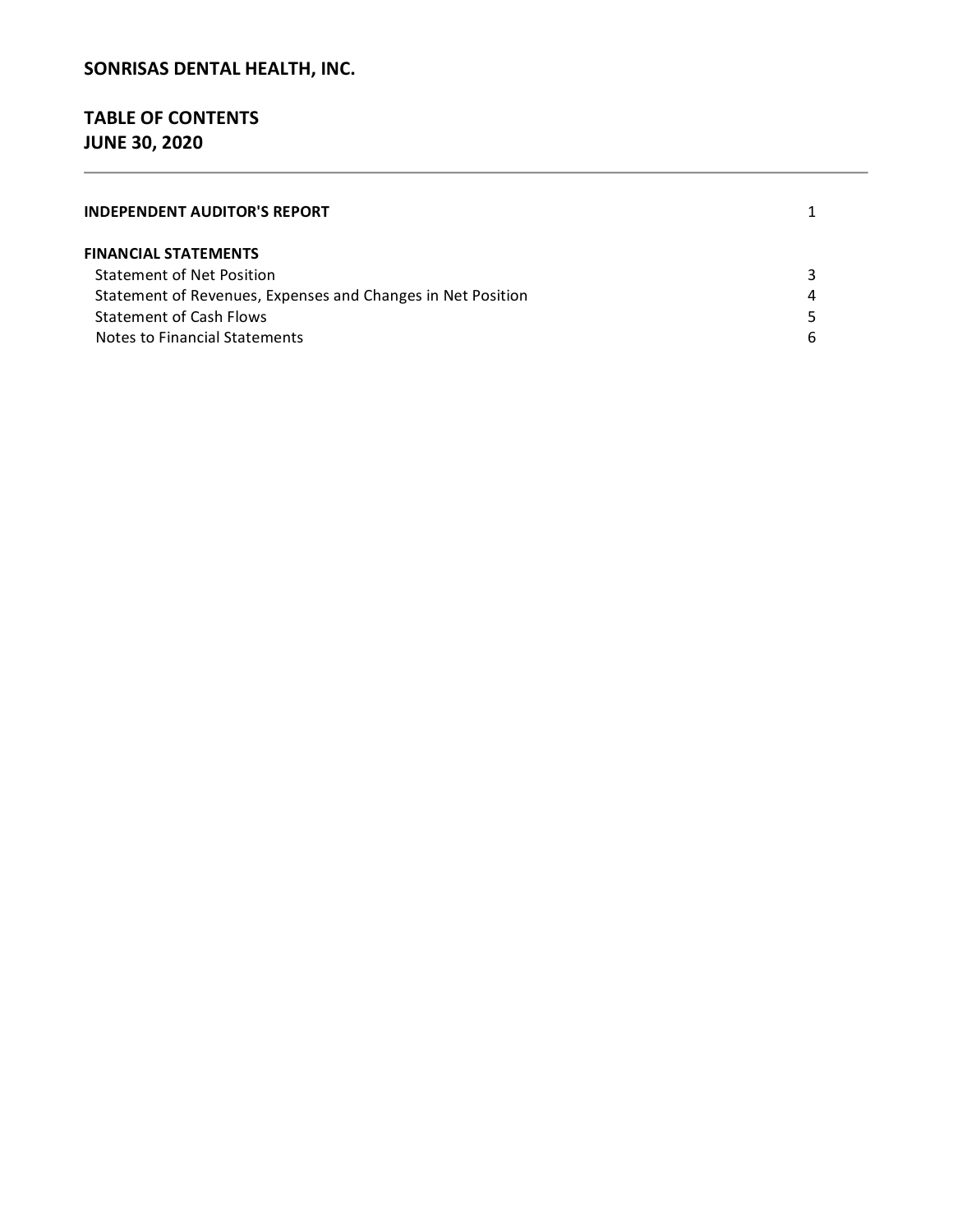# SONRISAS DENTAL HEALTH, INC.

## TABLE OF CONTENTS
## JUNE 30, 2020

| | |
|---|---|
| **INDEPENDENT AUDITOR'S REPORT** | 1 |
| | |
| **FINANCIAL STATEMENTS** | |
| Statement of Net Position | 3 |
| Statement of Revenues, Expenses and Changes in Net Position | 4 |
| Statement of Cash Flows | 5 |
| Notes to Financial Statements | 6 |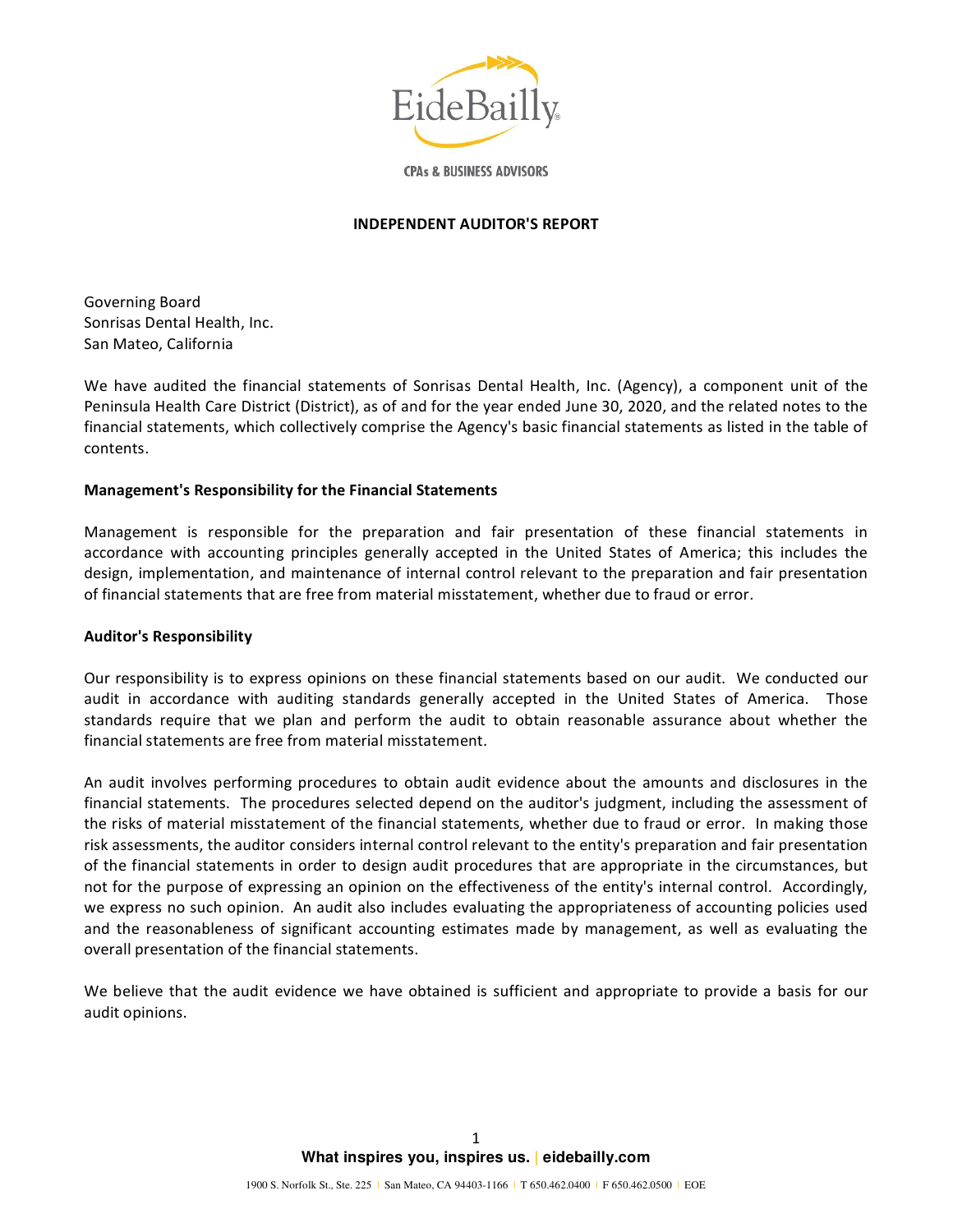**CPAs & BUSINESS ADVISORS**

## INDEPENDENT AUDITOR'S REPORT

Governing Board
Sonrisas Dental Health, Inc.
San Mateo, California

We have audited the financial statements of Sonrisas Dental Health, Inc. (Agency), a component unit of the Peninsula Health Care District (District), as of and for the year ended June 30, 2020, and the related notes to the financial statements, which collectively comprise the Agency's basic financial statements as listed in the table of contents.

### Management's Responsibility for the Financial Statements

Management is responsible for the preparation and fair presentation of these financial statements in accordance with accounting principles generally accepted in the United States of America; this includes the design, implementation, and maintenance of internal control relevant to the preparation and fair presentation of financial statements that are free from material misstatement, whether due to fraud or error.

### Auditor's Responsibility

Our responsibility is to express opinions on these financial statements based on our audit. We conducted our audit in accordance with auditing standards generally accepted in the United States of America. Those standards require that we plan and perform the audit to obtain reasonable assurance about whether the financial statements are free from material misstatement.

An audit involves performing procedures to obtain audit evidence about the amounts and disclosures in the financial statements. The procedures selected depend on the auditor's judgment, including the assessment of the risks of material misstatement of the financial statements, whether due to fraud or error. In making those risk assessments, the auditor considers internal control relevant to the entity's preparation and fair presentation of the financial statements in order to design audit procedures that are appropriate in the circumstances, but not for the purpose of expressing an opinion on the effectiveness of the entity's internal control. Accordingly, we express no such opinion. An audit also includes evaluating the appropriateness of accounting policies used and the reasonableness of significant accounting estimates made by management, as well as evaluating the overall presentation of the financial statements.

We believe that the audit evidence we have obtained is sufficient and appropriate to provide a basis for our audit opinions.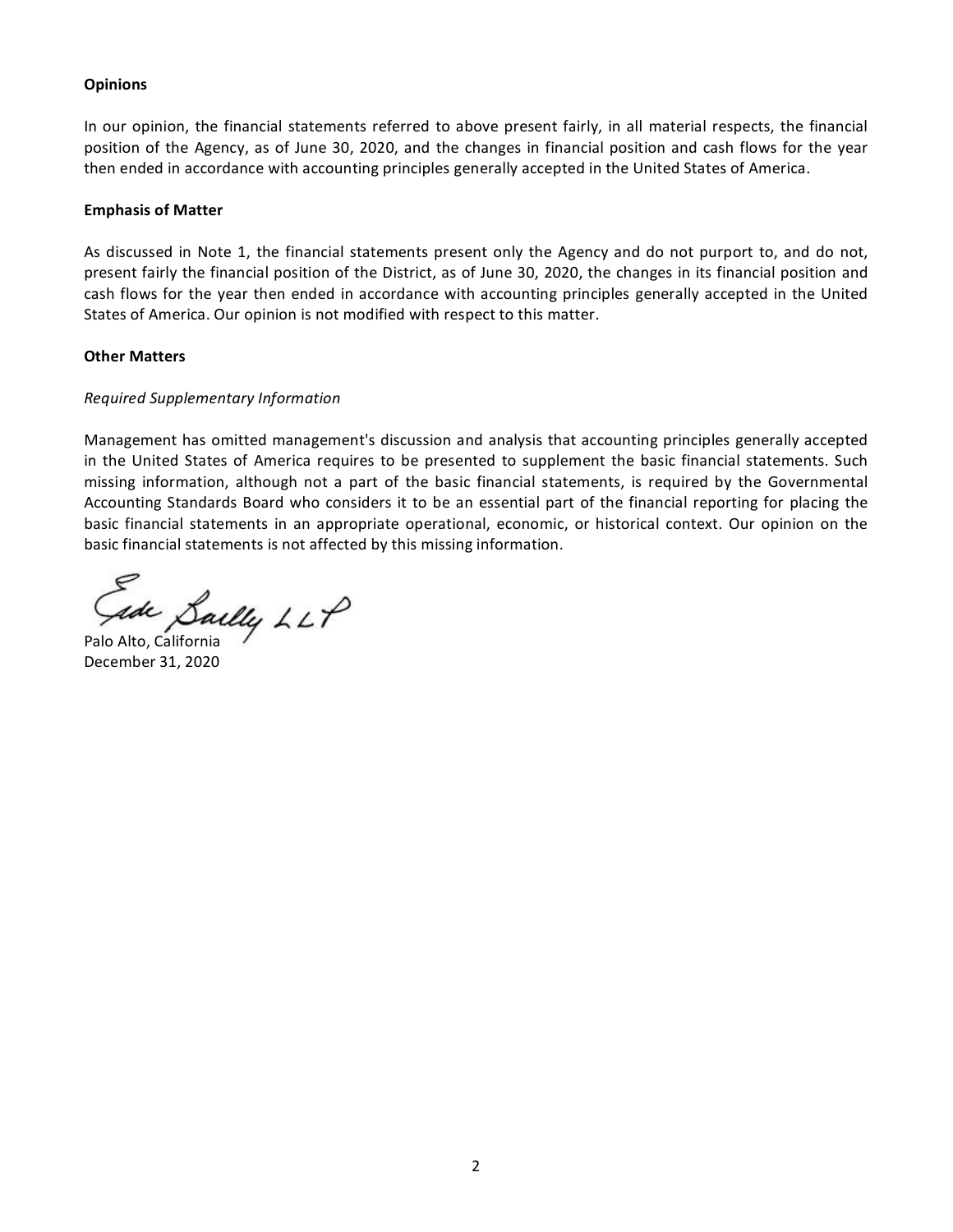**Opinions**

In our opinion, the financial statements referred to above present fairly, in all material respects, the financial position of the Agency, as of June 30, 2020, and the changes in financial position and cash flows for the year then ended in accordance with accounting principles generally accepted in the United States of America.

**Emphasis of Matter**

As discussed in Note 1, the financial statements present only the Agency and do not purport to, and do not, present fairly the financial position of the District, as of June 30, 2020, the changes in its financial position and cash flows for the year then ended in accordance with accounting principles generally accepted in the United States of America. Our opinion is not modified with respect to this matter.

**Other Matters**

*Required Supplementary Information*

Management has omitted management's discussion and analysis that accounting principles generally accepted in the United States of America requires to be presented to supplement the basic financial statements. Such missing information, although not a part of the basic financial statements, is required by the Governmental Accounting Standards Board who considers it to be an essential part of the financial reporting for placing the basic financial statements in an appropriate operational, economic, or historical context. Our opinion on the basic financial statements is not affected by this missing information.

Eide Bailly LLP

Palo Alto, California
December 31, 2020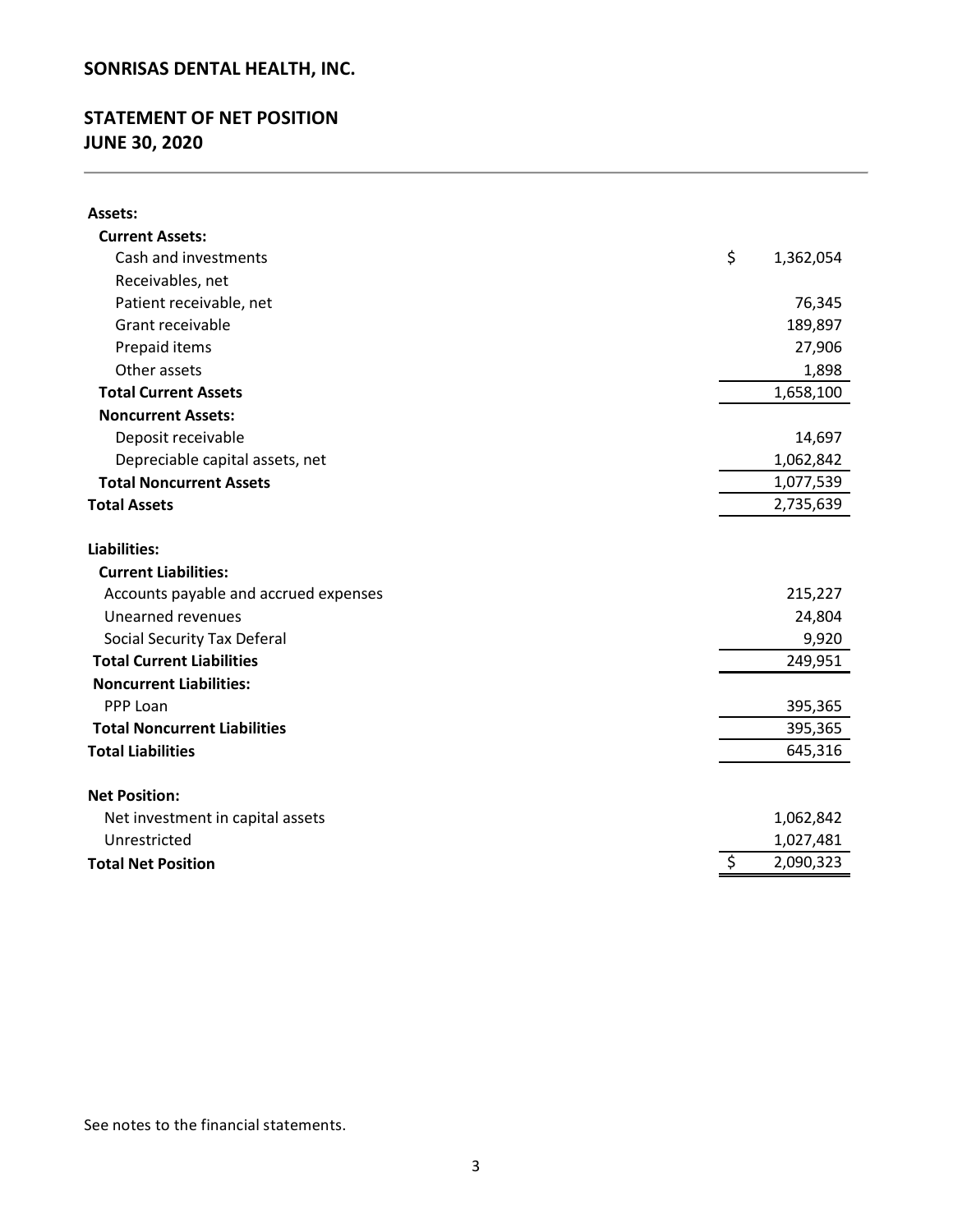# SONRISAS DENTAL HEALTH, INC.

## STATEMENT OF NET POSITION
## JUNE 30, 2020

| | | |
|---|---|---|
| **Assets:** | | |
| **Current Assets:** | | |
| Cash and investments | $ | 1,362,054 |
| Receivables, net | | |
| Patient receivable, net | | 76,345 |
| Grant receivable | | 189,897 |
| Prepaid items | | 27,906 |
| Other assets | | 1,898 |
| **Total Current Assets** | | 1,658,100 |
| **Noncurrent Assets:** | | |
| Deposit receivable | | 14,697 |
| Depreciable capital assets, net | | 1,062,842 |
| **Total Noncurrent Assets** | | 1,077,539 |
| **Total Assets** | | 2,735,639 |
| | | |
| **Liabilities:** | | |
| **Current Liabilities:** | | |
| Accounts payable and accrued expenses | | 215,227 |
| Unearned revenues | | 24,804 |
| Social Security Tax Deferal | | 9,920 |
| **Total Current Liabilities** | | 249,951 |
| **Noncurrent Liabilities:** | | |
| PPP Loan | | 395,365 |
| **Total Noncurrent Liabilities** | | 395,365 |
| **Total Liabilities** | | 645,316 |
| | | |
| **Net Position:** | | |
| Net investment in capital assets | | 1,062,842 |
| Unrestricted | | 1,027,481 |
| **Total Net Position** | $ | 2,090,323 |

See notes to the financial statements.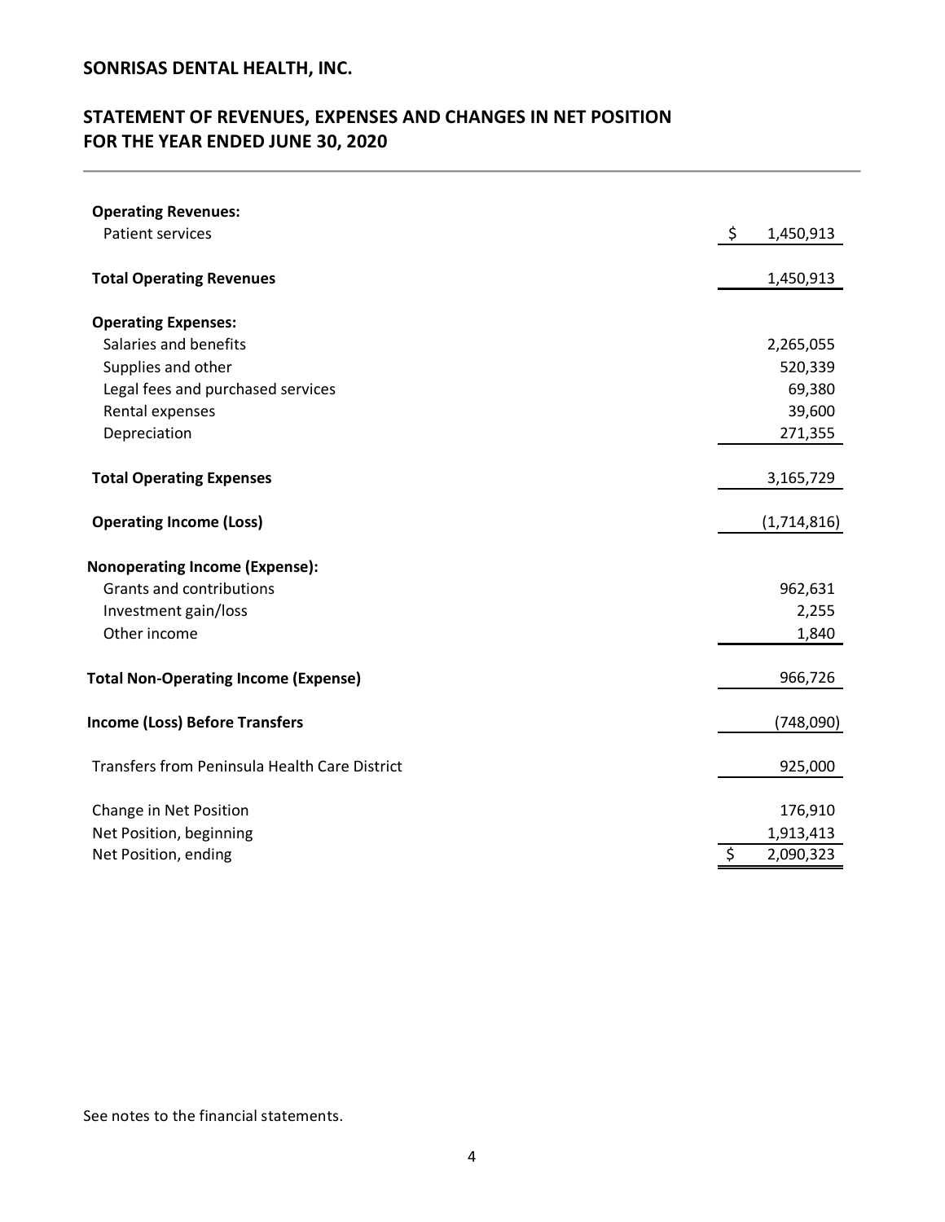## SONRISAS DENTAL HEALTH, INC.

## STATEMENT OF REVENUES, EXPENSES AND CHANGES IN NET POSITION
## FOR THE YEAR ENDED JUNE 30, 2020

| | |
|---|---|
| **Operating Revenues:** | |
| Patient services | $ 1,450,913 |
| **Total Operating Revenues** | 1,450,913 |
| **Operating Expenses:** | |
| Salaries and benefits | 2,265,055 |
| Supplies and other | 520,339 |
| Legal fees and purchased services | 69,380 |
| Rental expenses | 39,600 |
| Depreciation | 271,355 |
| **Total Operating Expenses** | 3,165,729 |
| **Operating Income (Loss)** | (1,714,816) |
| **Nonoperating Income (Expense):** | |
| Grants and contributions | 962,631 |
| Investment gain/loss | 2,255 |
| Other income | 1,840 |
| **Total Non-Operating Income (Expense)** | 966,726 |
| **Income (Loss) Before Transfers** | (748,090) |
| Transfers from Peninsula Health Care District | 925,000 |
| Change in Net Position | 176,910 |
| Net Position, beginning | 1,913,413 |
| Net Position, ending | $ 2,090,323 |

See notes to the financial statements.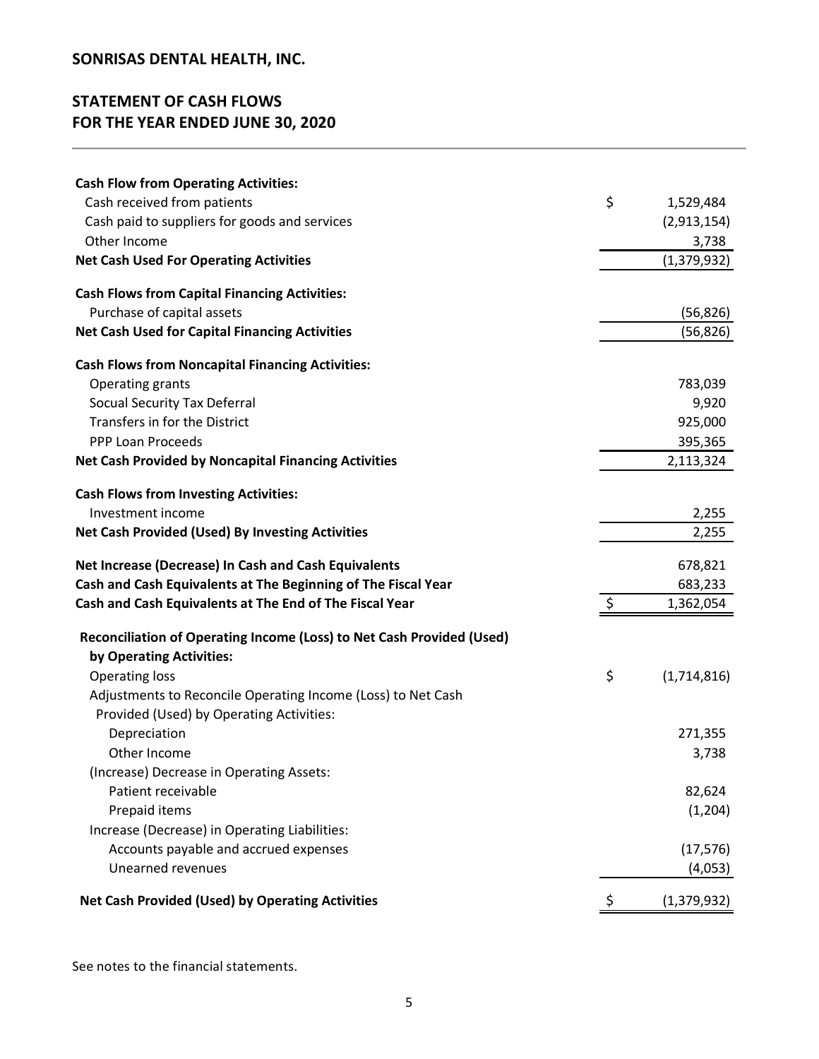## SONRISAS DENTAL HEALTH, INC.

## STATEMENT OF CASH FLOWS
## FOR THE YEAR ENDED JUNE 30, 2020

| | | |
|---|---|---|
| **Cash Flow from Operating Activities:** | | |
| Cash received from patients | $ | 1,529,484 |
| Cash paid to suppliers for goods and services | | (2,913,154) |
| Other Income | | 3,738 |
| **Net Cash Used For Operating Activities** | | (1,379,932) |
| **Cash Flows from Capital Financing Activities:** | | |
| Purchase of capital assets | | (56,826) |
| **Net Cash Used for Capital Financing Activities** | | (56,826) |
| **Cash Flows from Noncapital Financing Activities:** | | |
| Operating grants | | 783,039 |
| Socual Security Tax Deferral | | 9,920 |
| Transfers in for the District | | 925,000 |
| PPP Loan Proceeds | | 395,365 |
| **Net Cash Provided by Noncapital Financing Activities** | | 2,113,324 |
| **Cash Flows from Investing Activities:** | | |
| Investment income | | 2,255 |
| **Net Cash Provided (Used) By Investing Activities** | | 2,255 |
| **Net Increase (Decrease) In Cash and Cash Equivalents** | | 678,821 |
| **Cash and Cash Equivalents at The Beginning of The Fiscal Year** | | 683,233 |
| **Cash and Cash Equivalents at The End of The Fiscal Year** | $ | 1,362,054 |
| **Reconciliation of Operating Income (Loss) to Net Cash Provided (Used) by Operating Activities:** | | |
| Operating loss | $ | (1,714,816) |
| Adjustments to Reconcile Operating Income (Loss) to Net Cash Provided (Used) by Operating Activities: | | |
| Depreciation | | 271,355 |
| Other Income | | 3,738 |
| (Increase) Decrease in Operating Assets: | | |
| Patient receivable | | 82,624 |
| Prepaid items | | (1,204) |
| Increase (Decrease) in Operating Liabilities: | | |
| Accounts payable and accrued expenses | | (17,576) |
| Unearned revenues | | (4,053) |
| **Net Cash Provided (Used) by Operating Activities** | $ | (1,379,932) |

See notes to the financial statements.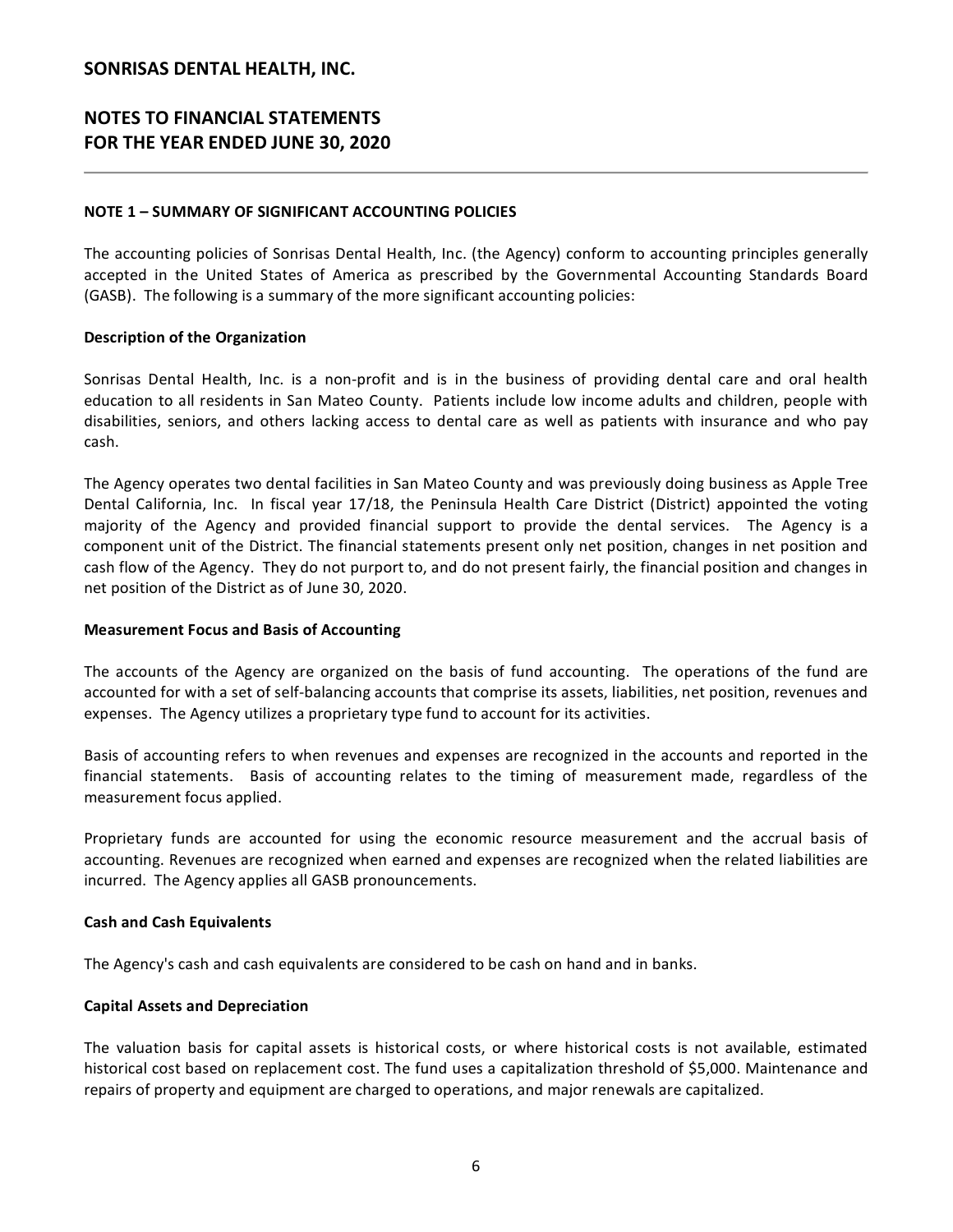# SONRISAS DENTAL HEALTH, INC.

## NOTES TO FINANCIAL STATEMENTS
## FOR THE YEAR ENDED JUNE 30, 2020

**NOTE 1 – SUMMARY OF SIGNIFICANT ACCOUNTING POLICIES**

The accounting policies of Sonrisas Dental Health, Inc. (the Agency) conform to accounting principles generally accepted in the United States of America as prescribed by the Governmental Accounting Standards Board (GASB). The following is a summary of the more significant accounting policies:

**Description of the Organization**

Sonrisas Dental Health, Inc. is a non-profit and is in the business of providing dental care and oral health education to all residents in San Mateo County. Patients include low income adults and children, people with disabilities, seniors, and others lacking access to dental care as well as patients with insurance and who pay cash.

The Agency operates two dental facilities in San Mateo County and was previously doing business as Apple Tree Dental California, Inc. In fiscal year 17/18, the Peninsula Health Care District (District) appointed the voting majority of the Agency and provided financial support to provide the dental services. The Agency is a component unit of the District. The financial statements present only net position, changes in net position and cash flow of the Agency. They do not purport to, and do not present fairly, the financial position and changes in net position of the District as of June 30, 2020.

**Measurement Focus and Basis of Accounting**

The accounts of the Agency are organized on the basis of fund accounting. The operations of the fund are accounted for with a set of self-balancing accounts that comprise its assets, liabilities, net position, revenues and expenses. The Agency utilizes a proprietary type fund to account for its activities.

Basis of accounting refers to when revenues and expenses are recognized in the accounts and reported in the financial statements. Basis of accounting relates to the timing of measurement made, regardless of the measurement focus applied.

Proprietary funds are accounted for using the economic resource measurement and the accrual basis of accounting. Revenues are recognized when earned and expenses are recognized when the related liabilities are incurred. The Agency applies all GASB pronouncements.

**Cash and Cash Equivalents**

The Agency's cash and cash equivalents are considered to be cash on hand and in banks.

**Capital Assets and Depreciation**

The valuation basis for capital assets is historical costs, or where historical costs is not available, estimated historical cost based on replacement cost. The fund uses a capitalization threshold of $5,000. Maintenance and repairs of property and equipment are charged to operations, and major renewals are capitalized.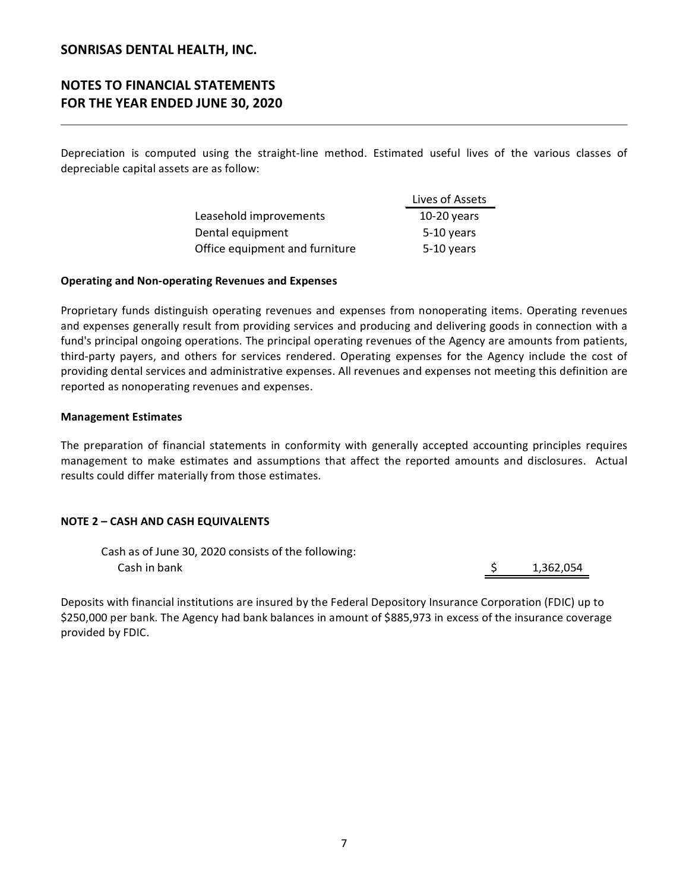Depreciation is computed using the straight-line method. Estimated useful lives of the various classes of depreciable capital assets are as follow:

| | Lives of Assets |
|---|---|
| Leasehold improvements | 10-20 years |
| Dental equipment | 5-10 years |
| Office equipment and furniture | 5-10 years |

**Operating and Non-operating Revenues and Expenses**

Proprietary funds distinguish operating revenues and expenses from nonoperating items. Operating revenues and expenses generally result from providing services and producing and delivering goods in connection with a fund's principal ongoing operations. The principal operating revenues of the Agency are amounts from patients, third-party payers, and others for services rendered. Operating expenses for the Agency include the cost of providing dental services and administrative expenses. All revenues and expenses not meeting this definition are reported as nonoperating revenues and expenses.

**Management Estimates**

The preparation of financial statements in conformity with generally accepted accounting principles requires management to make estimates and assumptions that affect the reported amounts and disclosures. Actual results could differ materially from those estimates.

**NOTE 2 – CASH AND CASH EQUIVALENTS**

| | |
|---|---|
| Cash as of June 30, 2020 consists of the following: | |
| Cash in bank | $ 1,362,054 |

Deposits with financial institutions are insured by the Federal Depository Insurance Corporation (FDIC) up to $250,000 per bank. The Agency had bank balances in amount of $885,973 in excess of the insurance coverage provided by FDIC.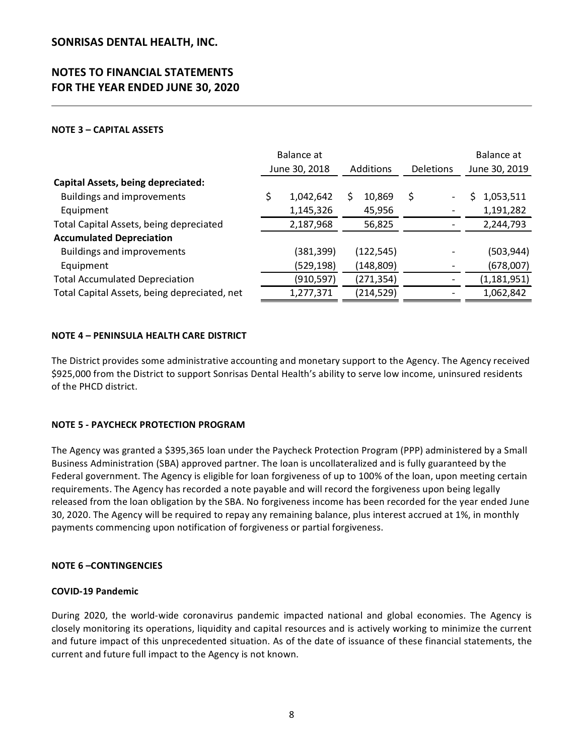## SONRISAS DENTAL HEALTH, INC.

## NOTES TO FINANCIAL STATEMENTS
## FOR THE YEAR ENDED JUNE 30, 2020

**NOTE 3 – CAPITAL ASSETS**

| | Balance at June 30, 2018 | Additions | Deletions | Balance at June 30, 2019 |
|---|---|---|---|---|
| **Capital Assets, being depreciated:** | | | | |
| Buildings and improvements | $ 1,042,642 | $ 10,869 | $ - | $ 1,053,511 |
| Equipment | 1,145,326 | 45,956 | - | 1,191,282 |
| Total Capital Assets, being depreciated | 2,187,968 | 56,825 | - | 2,244,793 |
| **Accumulated Depreciation** | | | | |
| Buildings and improvements | (381,399) | (122,545) | - | (503,944) |
| Equipment | (529,198) | (148,809) | - | (678,007) |
| Total Accumulated Depreciation | (910,597) | (271,354) | - | (1,181,951) |
| Total Capital Assets, being depreciated, net | 1,277,371 | (214,529) | - | 1,062,842 |

**NOTE 4 – PENINSULA HEALTH CARE DISTRICT**

The District provides some administrative accounting and monetary support to the Agency. The Agency received $925,000 from the District to support Sonrisas Dental Health's ability to serve low income, uninsured residents of the PHCD district.

**NOTE 5 - PAYCHECK PROTECTION PROGRAM**

The Agency was granted a $395,365 loan under the Paycheck Protection Program (PPP) administered by a Small Business Administration (SBA) approved partner. The loan is uncollateralized and is fully guaranteed by the Federal government. The Agency is eligible for loan forgiveness of up to 100% of the loan, upon meeting certain requirements. The Agency has recorded a note payable and will record the forgiveness upon being legally released from the loan obligation by the SBA. No forgiveness income has been recorded for the year ended June 30, 2020. The Agency will be required to repay any remaining balance, plus interest accrued at 1%, in monthly payments commencing upon notification of forgiveness or partial forgiveness.

**NOTE 6 –CONTINGENCIES**

**COVID-19 Pandemic**

During 2020, the world-wide coronavirus pandemic impacted national and global economies. The Agency is closely monitoring its operations, liquidity and capital resources and is actively working to minimize the current and future impact of this unprecedented situation. As of the date of issuance of these financial statements, the current and future full impact to the Agency is not known.